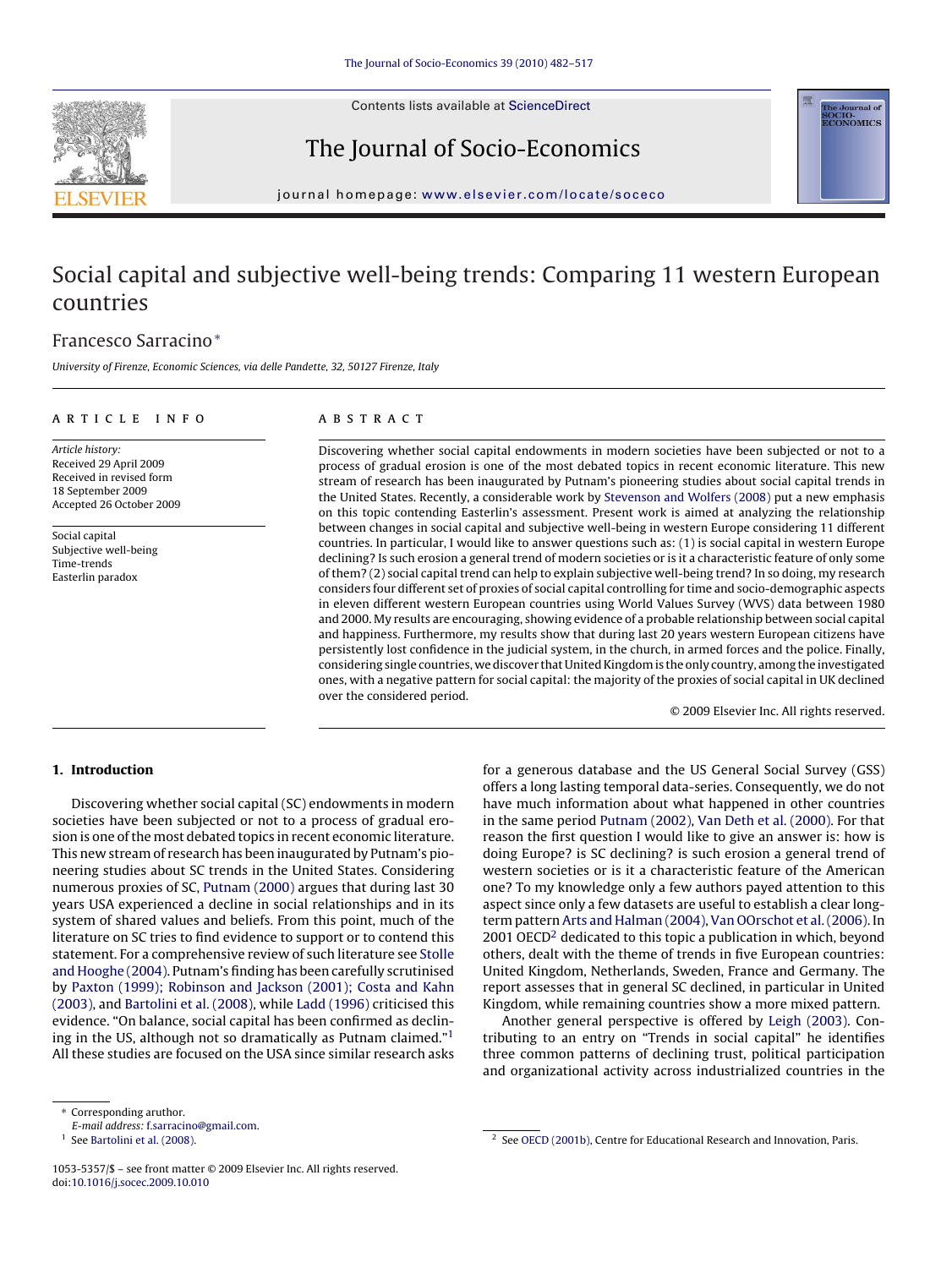# Social capital and subjective well-being trends: Comparing 11 western European countries

Francesco Sarracino*

*University of Firenze, Economic Sciences, via delle Pandette, 32, 50127 Firenze, Italy*

## ARTICLE INFO

*Article history:*
Received 29 April 2009
Received in revised form
18 September 2009
Accepted 26 October 2009

Social capital
Subjective well-being
Time-trends
Easterlin paradox

## ABSTRACT

Discovering whether social capital endowments in modern societies have been subjected or not to a process of gradual erosion is one of the most debated topics in recent economic literature. This new stream of research has been inaugurated by Putnam's pioneering studies about social capital trends in the United States. Recently, a considerable work by Stevenson and Wolfers (2008) put a new emphasis on this topic contending Easterlin's assessment. Present work is aimed at analyzing the relationship between changes in social capital and subjective well-being in western Europe considering 11 different countries. In particular, I would like to answer questions such as: (1) is social capital in western Europe declining? Is such erosion a general trend of modern societies or is it a characteristic feature of only some of them? (2) social capital trend can help to explain subjective well-being trend? In so doing, my research considers four different set of proxies of social capital controlling for time and socio-demographic aspects in eleven different western European countries using World Values Survey (WVS) data between 1980 and 2000. My results are encouraging, showing evidence of a probable relationship between social capital and happiness. Furthermore, my results show that during last 20 years western European citizens have persistently lost confidence in the judicial system, in the church, in armed forces and the police. Finally, considering single countries, we discover that United Kingdom is the only country, among the investigated ones, with a negative pattern for social capital: the majority of the proxies of social capital in UK declined over the considered period.

© 2009 Elsevier Inc. All rights reserved.

## 1. Introduction

Discovering whether social capital (SC) endowments in modern societies have been subjected or not to a process of gradual erosion is one of the most debated topics in recent economic literature. This new stream of research has been inaugurated by Putnam's pioneering studies about SC trends in the United States. Considering numerous proxies of SC, Putnam (2000) argues that during last 30 years USA experienced a decline in social relationships and in its system of shared values and beliefs. From this point, much of the literature on SC tries to find evidence to support or to contend this statement. For a comprehensive review of such literature see Stolle and Hooghe (2004). Putnam's finding has been carefully scrutinised by Paxton (1999); Robinson and Jackson (2001); Costa and Kahn (2003), and Bartolini et al. (2008), while Ladd (1996) criticised this evidence. "On balance, social capital has been confirmed as declining in the US, although not so dramatically as Putnam claimed."[1] All these studies are focused on the USA since similar research asks for a generous database and the US General Social Survey (GSS) offers a long lasting temporal data-series. Consequently, we do not have much information about what happened in other countries in the same period Putnam (2002), Van Deth et al. (2000). For that reason the first question I would like to give an answer is: how is doing Europe? is SC declining? is such erosion a general trend of western societies or is it a characteristic feature of the American one? To my knowledge only a few authors payed attention to this aspect since only a few datasets are useful to establish a clear long-term pattern Arts and Halman (2004), Van OOrschot et al. (2006). In 2001 OECD[2] dedicated to this topic a publication in which, beyond others, dealt with the theme of trends in five European countries: United Kingdom, Netherlands, Sweden, France and Germany. The report assesses that in general SC declined, in particular in United Kingdom, while remaining countries show a more mixed pattern.

Another general perspective is offered by Leigh (2003). Contributing to an entry on "Trends in social capital" he identifies three common patterns of declining trust, political participation and organizational activity across industrialized countries in the

---

* Corresponding aruthor.
*E-mail address:* f.sarracino@gmail.com.

[1] See Bartolini et al. (2008).

[2] See OECD (2001b), Centre for Educational Research and Innovation, Paris.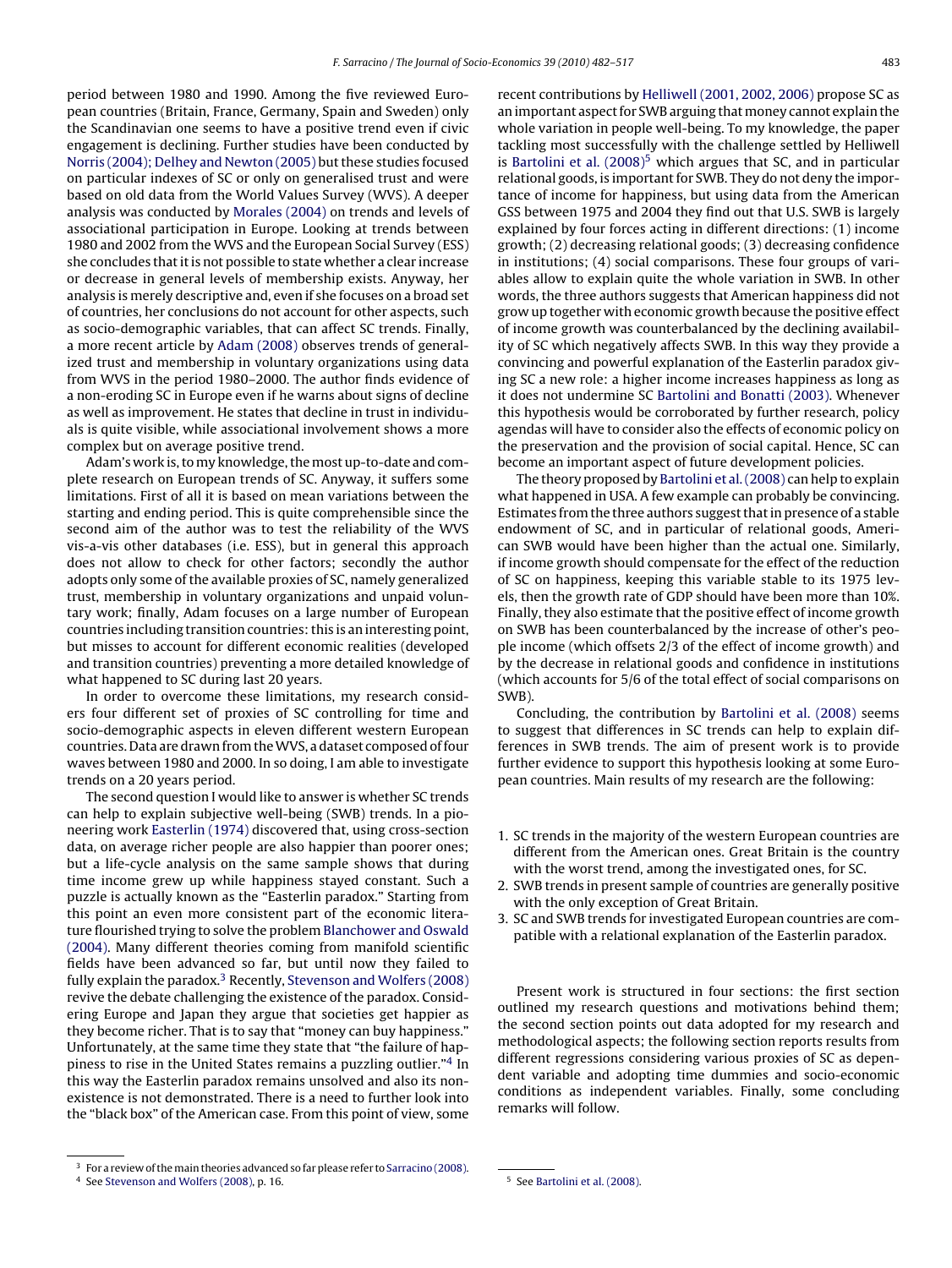period between 1980 and 1990. Among the five reviewed European countries (Britain, France, Germany, Spain and Sweden) only the Scandinavian one seems to have a positive trend even if civic engagement is declining. Further studies have been conducted by Norris (2004); Delhey and Newton (2005) but these studies focused on particular indexes of SC or only on generalised trust and were based on old data from the World Values Survey (WVS). A deeper analysis was conducted by Morales (2004) on trends and levels of associational participation in Europe. Looking at trends between 1980 and 2002 from the WVS and the European Social Survey (ESS) she concludes that it is not possible to state whether a clear increase or decrease in general levels of membership exists. Anyway, her analysis is merely descriptive and, even if she focuses on a broad set of countries, her conclusions do not account for different aspects, such as socio-demographic variables, that can affect SC trends. Finally, a more recent article by Adam (2008) observes trends of generalized trust and membership in voluntary organizations using data from WVS in the period 1980–2000. The author finds evidence of a non-eroding SC in Europe even if he warns about signs of decline as well as improvement. He states that decline in trust in individuals is quite visible, while associational involvement shows a more complex but on average positive trend.

Adam's work is, to my knowledge, the most up-to-date and complete research on European trends of SC. Anyway, it suffers some limitations. First of all it is based on mean variations between the starting and ending period. This is quite comprehensible since the second aim of the author was to test the reliability of the WVS vis-a-vis other databases (i.e. ESS), but in general this approach does not allow to check for other factors; secondly the author adopts only some of the available proxies of SC, namely generalized trust, membership in voluntary organizations and unpaid voluntary work; finally, Adam focuses on a large number of European countries including transition countries: this is an interesting point, but misses to account for different economic realities (developed and transition countries) preventing a more detailed knowledge of what happened to SC during last 20 years.

In order to overcome these limitations, my research considers four different set of proxies of SC controlling for time and socio-demographic aspects in eleven different western European countries. Data are drawn from the WVS, a dataset composed of four waves between 1980 and 2000. In so doing, I am able to investigate trends on a 20 years period.

The second question I would like to answer is whether SC trends can help to explain subjective well-being (SWB) trends. In a pioneering work Easterlin (1974) discovered that, using cross-section data, on average richer people are also happier than poorer ones; but a life-cycle analysis on the same sample shows that during time income grew up while happiness stayed constant. Such a puzzle is actually known as the "Easterlin paradox." Starting from this point an even more consistent part of the economic literature flourished trying to solve the problem Blanchower and Oswald (2004). Many different theories coming from manifold scientific fields have been advanced so far, but until now they failed to fully explain the paradox.[3] Recently, Stevenson and Wolfers (2008) revive the debate challenging the existence of the paradox. Considering Europe and Japan they argue that societies get happier as they become richer. That is to say that "money can buy happiness." Unfortunately, at the same time they state that "the failure of happiness to rise in the United States remains a puzzling outlier."[4] In this way the Easterlin paradox remains unsolved and also its nonexistence is not demonstrated. There is a need to further look into the "black box" of the American case. From this point of view, some recent contributions by Helliwell (2001, 2002, 2006) propose SC as an important aspect for SWB arguing that money cannot explain the whole variation in people well-being. To my knowledge, the paper tackling most successfully with the challenge settled by Helliwell is Bartolini et al. (2008)[5] which argues that SC, and in particular relational goods, is important for SWB. They do not deny the importance of income for happiness, but using data from the American GSS between 1975 and 2004 they find out that U.S. SWB is largely explained by four forces acting in different directions: (1) income growth; (2) decreasing relational goods; (3) decreasing confidence in institutions; (4) social comparisons. These four groups of variables allow to explain quite the whole variation in SWB. In other words, the three authors suggests that American happiness did not grow up together with economic growth because the positive effect of income growth was counterbalanced by the declining availability of SC which negatively affects SWB. In this way they provide a convincing and powerful explanation of the Easterlin paradox giving SC a new role: a higher income increases happiness as long as it does not undermine SC Bartolini and Bonatti (2003). Whenever this hypothesis would be corroborated by further research, policy agendas will have to consider also the effects of economic policy on the preservation and the provision of social capital. Hence, SC can become an important aspect of future development policies.

The theory proposed by Bartolini et al. (2008) can help to explain what happened in USA. A few example can probably be convincing. Estimates from the three authors suggest that in presence of a stable endowment of SC, and in particular of relational goods, American SWB would have been higher than the actual one. Similarly, if income growth should compensate for the effect of the reduction of SC on happiness, keeping this variable stable to its 1975 levels, then the growth rate of GDP should have been more than 10%. Finally, they also estimate that the positive effect of income growth on SWB has been counterbalanced by the increase of other's people income (which offsets 2/3 of the effect of income growth) and by the decrease in relational goods and confidence in institutions (which accounts for 5/6 of the total effect of social comparisons on SWB).

Concluding, the contribution by Bartolini et al. (2008) seems to suggest that differences in SC trends can help to explain differences in SWB trends. The aim of present work is to provide further evidence to support this hypothesis looking at some European countries. Main results of my research are the following:

1. SC trends in the majority of the western European countries are different from the American ones. Great Britain is the country with the worst trend, among the investigated ones, for SC.
2. SWB trends in present sample of countries are generally positive with the only exception of Great Britain.
3. SC and SWB trends for investigated European countries are compatible with a relational explanation of the Easterlin paradox.

Present work is structured in four sections: the first section outlined my research questions and motivations behind them; the second section points out data adopted for my research and methodological aspects; the following section reports results from different regressions considering various proxies of SC as dependent variable and adopting time dummies and socio-economic conditions as independent variables. Finally, some concluding remarks will follow.

---

[3] For a review of the main theories advanced so far please refer to Sarracino (2008).

[4] See Stevenson and Wolfers (2008), p. 16.

[5] See Bartolini et al. (2008).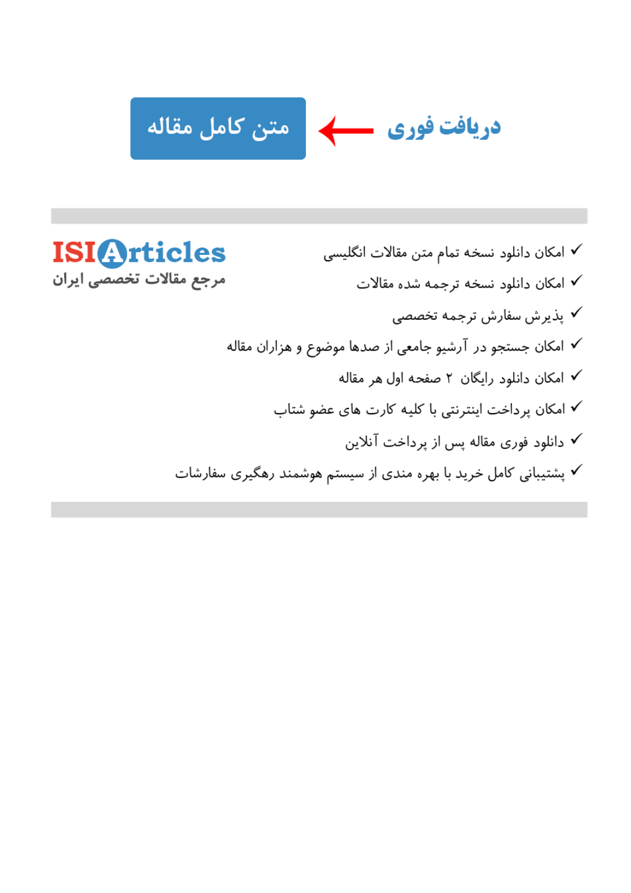**دریافت فوری ← متن کامل مقاله**

---

**ISIArticles**
مرجع مقالات تخصصی ایران

- ✓ امکان دانلود نسخه تمام متن مقالات انگلیسی
- ✓ امکان دانلود نسخه ترجمه شده مقالات
- ✓ پذیرش سفارش ترجمه تخصصی
- ✓ امکان جستجو در آرشیو جامعی از صدها موضوع و هزاران مقاله
- ✓ امکان دانلود رایگان ۲ صفحه اول هر مقاله
- ✓ امکان پرداخت اینترنتی با کلیه کارت های عضو شتاب
- ✓ دانلود فوری مقاله پس از پرداخت آنلاین
- ✓ پشتیبانی کامل خرید با بهره مندی از سیستم هوشمند رهگیری سفارشات

---